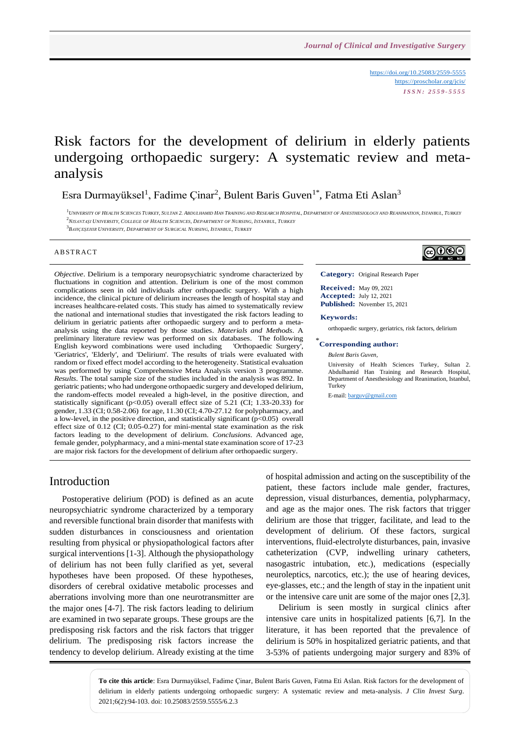https://doi.org/10.25083/2559-5555
https://proscholar.org/jcis/
*ISSN: 2559-5555*

# Risk factors for the development of delirium in elderly patients undergoing orthopaedic surgery: A systematic review and meta-analysis

Esra Durmayüksel[1], Fadime Çinar[2], Bulent Baris Guven[1*], Fatma Eti Aslan[3]

[1] *University of Health Sciences Turkey, Sultan 2. Abdulhamid Han Training and Research Hospital, Department of Anesthesiology and Reanimation, Istanbul, Turkey*
[2] *Nisantaşi University, College of Health Sciences, Department of Nursing, Istanbul, Turkey*
[3] *Bahçeşehir University, Department of Surgical Nursing, Istanbul, Turkey*

## ABSTRACT

*Objective*. Delirium is a temporary neuropsychiatric syndrome characterized by fluctuations in cognition and attention. Delirium is one of the most common complications seen in old individuals after orthopaedic surgery. With a high incidence, the clinical picture of delirium increases the length of hospital stay and increases healthcare-related costs. This study has aimed to systematically review the national and international studies that investigated the risk factors leading to delirium in geriatric patients after orthopaedic surgery and to perform a meta-analysis using the data reported by those studies. *Materials and Methods*. A preliminary literature review was performed on six databases. The following English keyword combinations were used including 'Orthopaedic Surgery', 'Geriatrics', 'Elderly', and 'Delirium'. The results of trials were evaluated with random or fixed effect model according to the heterogeneity. Statistical evaluation was performed by using Comprehensive Meta Analysis version 3 programme. *Results*. The total sample size of the studies included in the analysis was 892. In geriatric patients; who had undergone orthopaedic surgery and developed delirium, the random-effects model revealed a high-level, in the positive direction, and statistically significant ($p<0.05$) overall effect size of 5.21 (CI; 1.33-20.33) for gender, 1.33 (CI; 0.58-2.06) for age, 11.30 (CI; 4.70-27.12 for polypharmacy, and a low-level, in the positive direction, and statistically significant ($p<0.05$) overall effect size of 0.12 (CI; 0.05-0.27) for mini-mental state examination as the risk factors leading to the development of delirium. *Conclusions*. Advanced age, female gender, polypharmacy, and a mini-mental state examination score of 17-23 are major risk factors for the development of delirium after orthopaedic surgery.

**Category:** Original Research Paper

**Received:** May 09, 2021
**Accepted:** July 12, 2021
**Published:** November 15, 2021

**Keywords:**

orthopaedic surgery, geriatrics, risk factors, delirium

**\*Corresponding author:**

*Bulent Baris Guven,*

University of Health Sciences Turkey, Sultan 2. Abdulhamid Han Training and Research Hospital, Department of Anesthesiology and Reanimation, Istanbul, Turkey

E-mail: barguv@gmail.com

## Introduction

Postoperative delirium (POD) is defined as an acute neuropsychiatric syndrome characterized by a temporary and reversible functional brain disorder that manifests with sudden disturbances in consciousness and orientation resulting from physical or physiopathological factors after surgical interventions [1-3]. Although the physiopathology of delirium has not been fully clarified as yet, several hypotheses have been proposed. Of these hypotheses, disorders of cerebral oxidative metabolic processes and aberrations involving more than one neurotransmitter are the major ones [4-7]. The risk factors leading to delirium are examined in two separate groups. These groups are the predisposing risk factors and the risk factors that trigger delirium. The predisposing risk factors increase the tendency to develop delirium. Already existing at the time of hospital admission and acting on the susceptibility of the patient, these factors include male gender, fractures, depression, visual disturbances, dementia, polypharmacy, and age as the major ones. The risk factors that trigger delirium are those that trigger, facilitate, and lead to the development of delirium. Of these factors, surgical interventions, fluid-electrolyte disturbances, pain, invasive catheterization (CVP, indwelling urinary catheters, nasogastric intubation, etc.), medications (especially neuroleptics, narcotics, etc.); the use of hearing devices, eye-glasses, etc.; and the length of stay in the inpatient unit or the intensive care unit are some of the major ones [2,3].

Delirium is seen mostly in surgical clinics after intensive care units in hospitalized patients [6,7]. In the literature, it has been reported that the prevalence of delirium is 50% in hospitalized geriatric patients, and that 3-53% of patients undergoing major surgery and 83% of

**To cite this article**: Esra Durmayüksel, Fadime Çinar, Bulent Baris Guven, Fatma Eti Aslan. Risk factors for the development of delirium in elderly patients undergoing orthopaedic surgery: A systematic review and meta-analysis. *J Clin Invest Surg*. 2021;6(2):94-103. doi: 10.25083/2559.5555/6.2.3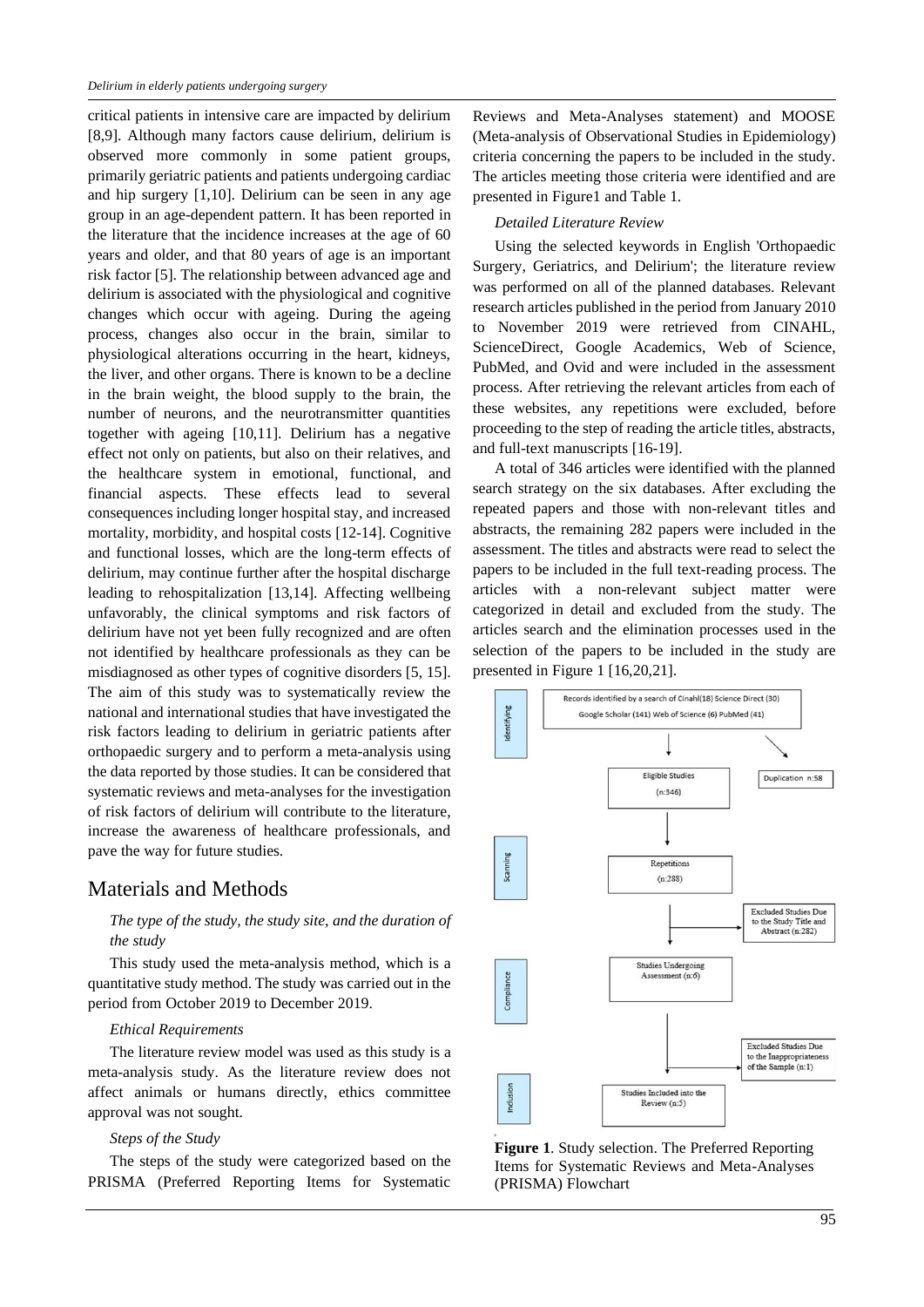critical patients in intensive care are impacted by delirium [8,9]. Although many factors cause delirium, delirium is observed more commonly in some patient groups, primarily geriatric patients and patients undergoing cardiac and hip surgery [1,10]. Delirium can be seen in any age group in an age-dependent pattern. It has been reported in the literature that the incidence increases at the age of 60 years and older, and that 80 years of age is an important risk factor [5]. The relationship between advanced age and delirium is associated with the physiological and cognitive changes which occur with ageing. During the ageing process, changes also occur in the brain, similar to physiological alterations occurring in the heart, kidneys, the liver, and other organs. There is known to be a decline in the brain weight, the blood supply to the brain, the number of neurons, and the neurotransmitter quantities together with ageing [10,11]. Delirium has a negative effect not only on patients, but also on their relatives, and the healthcare system in emotional, functional, and financial aspects. These effects lead to several consequences including longer hospital stay, and increased mortality, morbidity, and hospital costs [12-14]. Cognitive and functional losses, which are the long-term effects of delirium, may continue further after the hospital discharge leading to rehospitalization [13,14]. Affecting wellbeing unfavorably, the clinical symptoms and risk factors of delirium have not yet been fully recognized and are often not identified by healthcare professionals as they can be misdiagnosed as other types of cognitive disorders [5, 15]. The aim of this study was to systematically review the national and international studies that have investigated the risk factors leading to delirium in geriatric patients after orthopaedic surgery and to perform a meta-analysis using the data reported by those studies. It can be considered that systematic reviews and meta-analyses for the investigation of risk factors of delirium will contribute to the literature, increase the awareness of healthcare professionals, and pave the way for future studies.

## Materials and Methods

*The type of the study, the study site, and the duration of the study*

This study used the meta-analysis method, which is a quantitative study method. The study was carried out in the period from October 2019 to December 2019.

*Ethical Requirements*

The literature review model was used as this study is a meta-analysis study. As the literature review does not affect animals or humans directly, ethics committee approval was not sought.

*Steps of the Study*

The steps of the study were categorized based on the PRISMA (Preferred Reporting Items for Systematic Reviews and Meta-Analyses statement) and MOOSE (Meta-analysis of Observational Studies in Epidemiology) criteria concerning the papers to be included in the study. The articles meeting those criteria were identified and are presented in Figure1 and Table 1.

*Detailed Literature Review*

Using the selected keywords in English 'Orthopaedic Surgery, Geriatrics, and Delirium'; the literature review was performed on all of the planned databases. Relevant research articles published in the period from January 2010 to November 2019 were retrieved from CINAHL, ScienceDirect, Google Academics, Web of Science, PubMed, and Ovid and were included in the assessment process. After retrieving the relevant articles from each of these websites, any repetitions were excluded, before proceeding to the step of reading the article titles, abstracts, and full-text manuscripts [16-19].

A total of 346 articles were identified with the planned search strategy on the six databases. After excluding the repeated papers and those with non-relevant titles and abstracts, the remaining 282 papers were included in the assessment. The titles and abstracts were read to select the papers to be included in the full text-reading process. The articles with a non-relevant subject matter were categorized in detail and excluded from the study. The articles search and the elimination processes used in the selection of the papers to be included in the study are presented in Figure 1 [16,20,21].

Identifying: Records identified by a search of Cinahl(18) Science Direct (30) Google Scholar (141) Web of Science (6) PubMed (41)

Eligible Studies (n:346) — Duplication n:58

Scanning: Repetitions (n:288) — Excluded Studies Due to the Study Title and Abstract (n:282)

Compliance: Studies Undergoing Assessment (n:6) — Excluded Studies Due to the Inappropriateness of the Sample (n:1)

Inclusion: Studies Included into the Review (n:5)

**Figure 1**. Study selection. The Preferred Reporting Items for Systematic Reviews and Meta-Analyses (PRISMA) Flowchart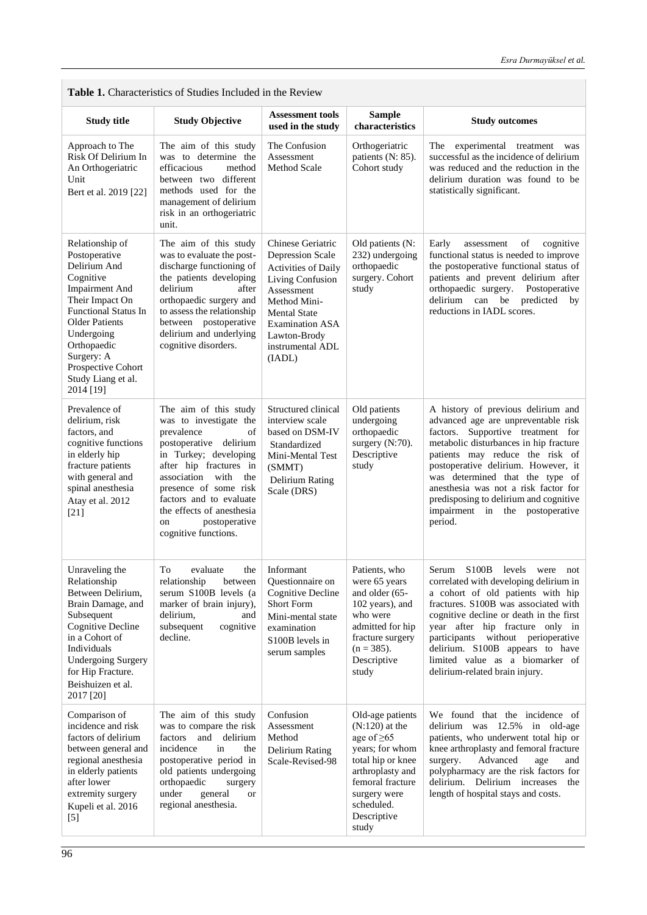**Table 1.** Characteristics of Studies Included in the Review

| Study title | Study Objective | Assessment tools used in the study | Sample characteristics | Study outcomes |
|---|---|---|---|---|
| Approach to The Risk Of Delirium In An Orthogeriatric Unit Bert et al. 2019 [22] | The aim of this study was to determine the efficacious method between two different methods used for the management of delirium risk in an orthogeriatric unit. | The Confusion Assessment Method Scale | Orthogeriatric patients (N: 85). Cohort study | The experimental treatment was successful as the incidence of delirium was reduced and the reduction in the delirium duration was found to be statistically significant. |
| Relationship of Postoperative Delirium And Cognitive Impairment And Their Impact On Functional Status In Older Patients Undergoing Orthopaedic Surgery: A Prospective Cohort Study Liang et al. 2014 [19] | The aim of this study was to evaluate the post-discharge functioning of the patients developing delirium after orthopaedic surgery and to assess the relationship between postoperative delirium and underlying cognitive disorders. | Chinese Geriatric Depression Scale Activities of Daily Living Confusion Assessment Method Mini-Mental State Examination ASA Lawton-Brody instrumental ADL (IADL) | Old patients (N: 232) undergoing orthopaedic surgery. Cohort study | Early assessment of cognitive functional status is needed to improve the postoperative functional status of patients and prevent delirium after orthopaedic surgery. Postoperative delirium can be predicted by reductions in IADL scores. |
| Prevalence of delirium, risk factors, and cognitive functions in elderly hip fracture patients with general and spinal anesthesia Atay et al. 2012 [21] | The aim of this study was to investigate the prevalence of postoperative delirium in Turkey; developing after hip fractures in association with the presence of some risk factors and to evaluate the effects of anesthesia on postoperative cognitive functions. | Structured clinical interview scale based on DSM-IV Standardized Mini-Mental Test (SMMT) Delirium Rating Scale (DRS) | Old patients undergoing orthopaedic surgery (N:70). Descriptive study | A history of previous delirium and advanced age are unpreventable risk factors. Supportive treatment for metabolic disturbances in hip fracture patients may reduce the risk of postoperative delirium. However, it was determined that the type of anesthesia was not a risk factor for predisposing to delirium and cognitive impairment in the postoperative period. |
| Unraveling the Relationship Between Delirium, Brain Damage, and Subsequent Cognitive Decline in a Cohort of Individuals Undergoing Surgery for Hip Fracture. Beishuizen et al. 2017 [20] | To evaluate the relationship between serum S100B levels (a marker of brain injury), delirium, and subsequent cognitive decline. | Informant Questionnaire on Cognitive Decline Short Form Mini-mental state examination S100B levels in serum samples | Patients, who were 65 years and older (65-102 years), and who were admitted for hip fracture surgery (n = 385). Descriptive study | Serum S100B levels were not correlated with developing delirium in a cohort of old patients with hip fractures. S100B was associated with cognitive decline or death in the first year after hip fracture only in participants without perioperative delirium. S100B appears to have limited value as a biomarker of delirium-related brain injury. |
| Comparison of incidence and risk factors of delirium between general and regional anesthesia in elderly patients after lower extremity surgery Kupeli et al. 2016 [5] | The aim of this study was to compare the risk factors and delirium incidence in the postoperative period in old patients undergoing orthopaedic surgery under general or regional anesthesia. | Confusion Assessment Method Delirium Rating Scale-Revised-98 | Old-age patients (N:120) at the age of ≥65 years; for whom total hip or knee arthroplasty and femoral fracture surgery were scheduled. Descriptive study | We found that the incidence of delirium was 12.5% in old-age patients, who underwent total hip or knee arthroplasty and femoral fracture surgery. Advanced age and polypharmacy are the risk factors for delirium. Delirium increases the length of hospital stays and costs. |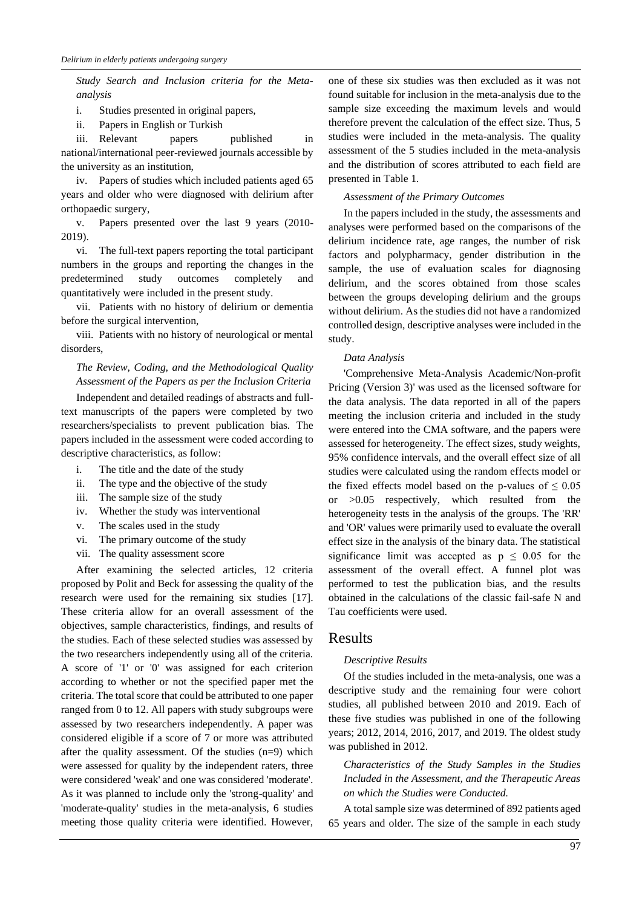*Study Search and Inclusion criteria for the Meta-analysis*

i. Studies presented in original papers,

ii. Papers in English or Turkish

iii. Relevant papers published in national/international peer-reviewed journals accessible by the university as an institution,

iv. Papers of studies which included patients aged 65 years and older who were diagnosed with delirium after orthopaedic surgery,

v. Papers presented over the last 9 years (2010-2019).

vi. The full-text papers reporting the total participant numbers in the groups and reporting the changes in the predetermined study outcomes completely and quantitatively were included in the present study.

vii. Patients with no history of delirium or dementia before the surgical intervention,

viii. Patients with no history of neurological or mental disorders,

*The Review, Coding, and the Methodological Quality Assessment of the Papers as per the Inclusion Criteria*

Independent and detailed readings of abstracts and full-text manuscripts of the papers were completed by two researchers/specialists to prevent publication bias. The papers included in the assessment were coded according to descriptive characteristics, as follow:

i. The title and the date of the study
ii. The type and the objective of the study
iii. The sample size of the study
iv. Whether the study was interventional
v. The scales used in the study
vi. The primary outcome of the study
vii. The quality assessment score

After examining the selected articles, 12 criteria proposed by Polit and Beck for assessing the quality of the research were used for the remaining six studies [17]. These criteria allow for an overall assessment of the objectives, sample characteristics, findings, and results of the studies. Each of these selected studies was assessed by the two researchers independently using all of the criteria. A score of '1' or '0' was assigned for each criterion according to whether or not the specified paper met the criteria. The total score that could be attributed to one paper ranged from 0 to 12. All papers with study subgroups were assessed by two researchers independently. A paper was considered eligible if a score of 7 or more was attributed after the quality assessment. Of the studies (n=9) which were assessed for quality by the independent raters, three were considered 'weak' and one was considered 'moderate'. As it was planned to include only the 'strong-quality' and 'moderate-quality' studies in the meta-analysis, 6 studies meeting those quality criteria were identified. However, one of these six studies was then excluded as it was not found suitable for inclusion in the meta-analysis due to the sample size exceeding the maximum levels and would therefore prevent the calculation of the effect size. Thus, 5 studies were included in the meta-analysis. The quality assessment of the 5 studies included in the meta-analysis and the distribution of scores attributed to each field are presented in Table 1.

*Assessment of the Primary Outcomes*

In the papers included in the study, the assessments and analyses were performed based on the comparisons of the delirium incidence rate, age ranges, the number of risk factors and polypharmacy, gender distribution in the sample, the use of evaluation scales for diagnosing delirium, and the scores obtained from those scales between the groups developing delirium and the groups without delirium. As the studies did not have a randomized controlled design, descriptive analyses were included in the study.

*Data Analysis*

'Comprehensive Meta-Analysis Academic/Non-profit Pricing (Version 3)' was used as the licensed software for the data analysis. The data reported in all of the papers meeting the inclusion criteria and included in the study were entered into the CMA software, and the papers were assessed for heterogeneity. The effect sizes, study weights, 95% confidence intervals, and the overall effect size of all studies were calculated using the random effects model or the fixed effects model based on the p-values of $\leq 0.05$ or $>0.05$ respectively, which resulted from the heterogeneity tests in the analysis of the groups. The 'RR' and 'OR' values were primarily used to evaluate the overall effect size in the analysis of the binary data. The statistical significance limit was accepted as $p \leq 0.05$ for the assessment of the overall effect. A funnel plot was performed to test the publication bias, and the results obtained in the calculations of the classic fail-safe N and Tau coefficients were used.

## Results

*Descriptive Results*

Of the studies included in the meta-analysis, one was a descriptive study and the remaining four were cohort studies, all published between 2010 and 2019. Each of these five studies was published in one of the following years; 2012, 2014, 2016, 2017, and 2019. The oldest study was published in 2012.

*Characteristics of the Study Samples in the Studies Included in the Assessment, and the Therapeutic Areas on which the Studies were Conducted.*

A total sample size was determined of 892 patients aged 65 years and older. The size of the sample in each study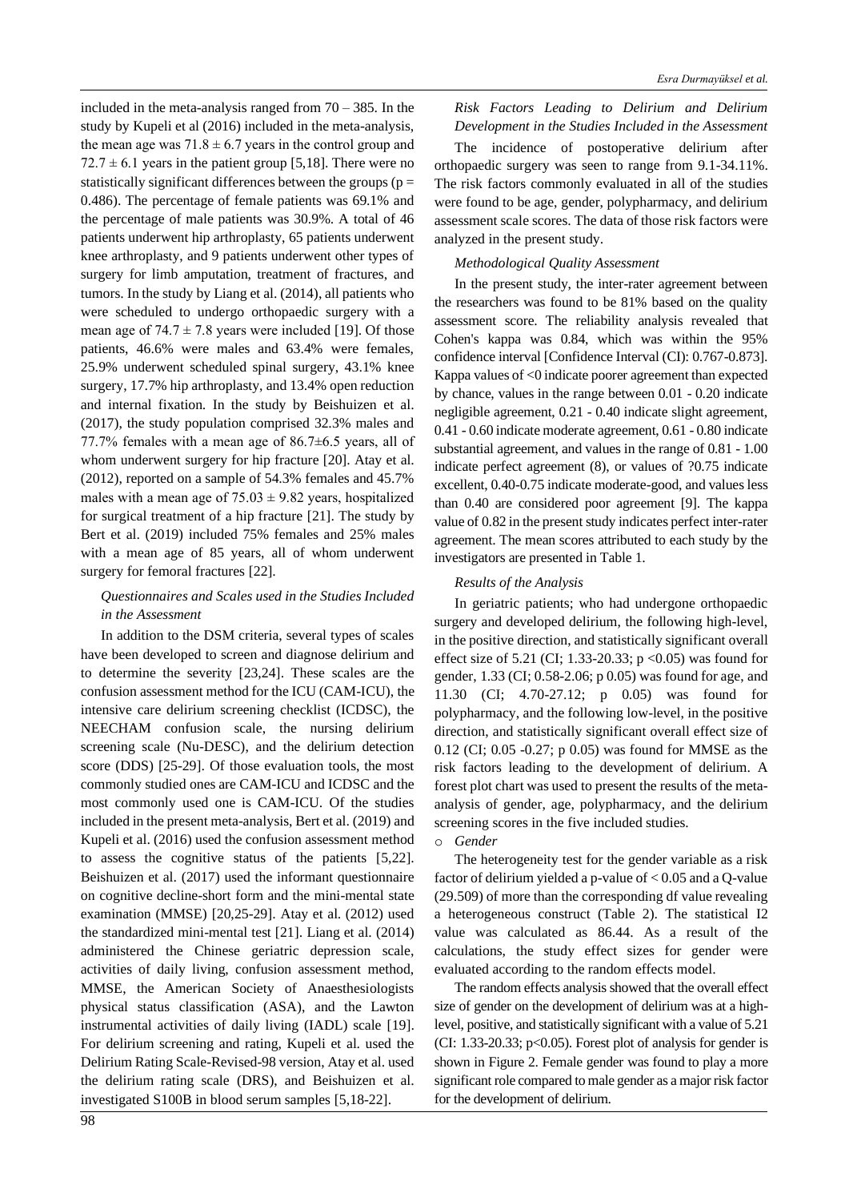included in the meta-analysis ranged from 70 – 385. In the study by Kupeli et al (2016) included in the meta-analysis, the mean age was $71.8 \pm 6.7$ years in the control group and $72.7 \pm 6.1$ years in the patient group [5,18]. There were no statistically significant differences between the groups ($p = 0.486$). The percentage of female patients was 69.1% and the percentage of male patients was 30.9%. A total of 46 patients underwent hip arthroplasty, 65 patients underwent knee arthroplasty, and 9 patients underwent other types of surgery for limb amputation, treatment of fractures, and tumors. In the study by Liang et al. (2014), all patients who were scheduled to undergo orthopaedic surgery with a mean age of $74.7 \pm 7.8$ years were included [19]. Of those patients, 46.6% were males and 63.4% were females, 25.9% underwent scheduled spinal surgery, 43.1% knee surgery, 17.7% hip arthroplasty, and 13.4% open reduction and internal fixation. In the study by Beishuizen et al. (2017), the study population comprised 32.3% males and 77.7% females with a mean age of 86.7±6.5 years, all of whom underwent surgery for hip fracture [20]. Atay et al. (2012), reported on a sample of 54.3% females and 45.7% males with a mean age of $75.03 \pm 9.82$ years, hospitalized for surgical treatment of a hip fracture [21]. The study by Bert et al. (2019) included 75% females and 25% males with a mean age of 85 years, all of whom underwent surgery for femoral fractures [22].

*Questionnaires and Scales used in the Studies Included in the Assessment*

In addition to the DSM criteria, several types of scales have been developed to screen and diagnose delirium and to determine the severity [23,24]. These scales are the confusion assessment method for the ICU (CAM-ICU), the intensive care delirium screening checklist (ICDSC), the NEECHAM confusion scale, the nursing delirium screening scale (Nu-DESC), and the delirium detection score (DDS) [25-29]. Of those evaluation tools, the most commonly studied ones are CAM-ICU and ICDSC and the most commonly used one is CAM-ICU. Of the studies included in the present meta-analysis, Bert et al. (2019) and Kupeli et al. (2016) used the confusion assessment method to assess the cognitive status of the patients [5,22]. Beishuizen et al. (2017) used the informant questionnaire on cognitive decline-short form and the mini-mental state examination (MMSE) [20,25-29]. Atay et al. (2012) used the standardized mini-mental test [21]. Liang et al. (2014) administered the Chinese geriatric depression scale, activities of daily living, confusion assessment method, MMSE, the American Society of Anaesthesiologists physical status classification (ASA), and the Lawton instrumental activities of daily living (IADL) scale [19]. For delirium screening and rating, Kupeli et al. used the Delirium Rating Scale-Revised-98 version, Atay et al. used the delirium rating scale (DRS), and Beishuizen et al. investigated S100B in blood serum samples [5,18-22].

*Risk Factors Leading to Delirium and Delirium Development in the Studies Included in the Assessment*

The incidence of postoperative delirium after orthopaedic surgery was seen to range from 9.1-34.11%. The risk factors commonly evaluated in all of the studies were found to be age, gender, polypharmacy, and delirium assessment scale scores. The data of those risk factors were analyzed in the present study.

*Methodological Quality Assessment*

In the present study, the inter-rater agreement between the researchers was found to be 81% based on the quality assessment score. The reliability analysis revealed that Cohen's kappa was 0.84, which was within the 95% confidence interval [Confidence Interval (CI): 0.767-0.873]. Kappa values of <0 indicate poorer agreement than expected by chance, values in the range between 0.01 - 0.20 indicate negligible agreement, 0.21 - 0.40 indicate slight agreement, 0.41 - 0.60 indicate moderate agreement, 0.61 - 0.80 indicate substantial agreement, and values in the range of 0.81 - 1.00 indicate perfect agreement (8), or values of ?0.75 indicate excellent, 0.40-0.75 indicate moderate-good, and values less than 0.40 are considered poor agreement [9]. The kappa value of 0.82 in the present study indicates perfect inter-rater agreement. The mean scores attributed to each study by the investigators are presented in Table 1.

*Results of the Analysis*

In geriatric patients; who had undergone orthopaedic surgery and developed delirium, the following high-level, in the positive direction, and statistically significant overall effect size of 5.21 (CI; 1.33-20.33; $p < 0.05$) was found for gender, 1.33 (CI; 0.58-2.06; p 0.05) was found for age, and 11.30 (CI; 4.70-27.12; p 0.05) was found for polypharmacy, and the following low-level, in the positive direction, and statistically significant overall effect size of 0.12 (CI; 0.05 -0.27; p 0.05) was found for MMSE as the risk factors leading to the development of delirium. A forest plot chart was used to present the results of the meta-analysis of gender, age, polypharmacy, and the delirium screening scores in the five included studies.

- *Gender*

The heterogeneity test for the gender variable as a risk factor of delirium yielded a p-value of < 0.05 and a Q-value (29.509) of more than the corresponding df value revealing a heterogeneous construct (Table 2). The statistical I2 value was calculated as 86.44. As a result of the calculations, the study effect sizes for gender were evaluated according to the random effects model.

The random effects analysis showed that the overall effect size of gender on the development of delirium was at a high-level, positive, and statistically significant with a value of 5.21 (CI: 1.33-20.33; $p<0.05$). Forest plot of analysis for gender is shown in Figure 2. Female gender was found to play a more significant role compared to male gender as a major risk factor for the development of delirium.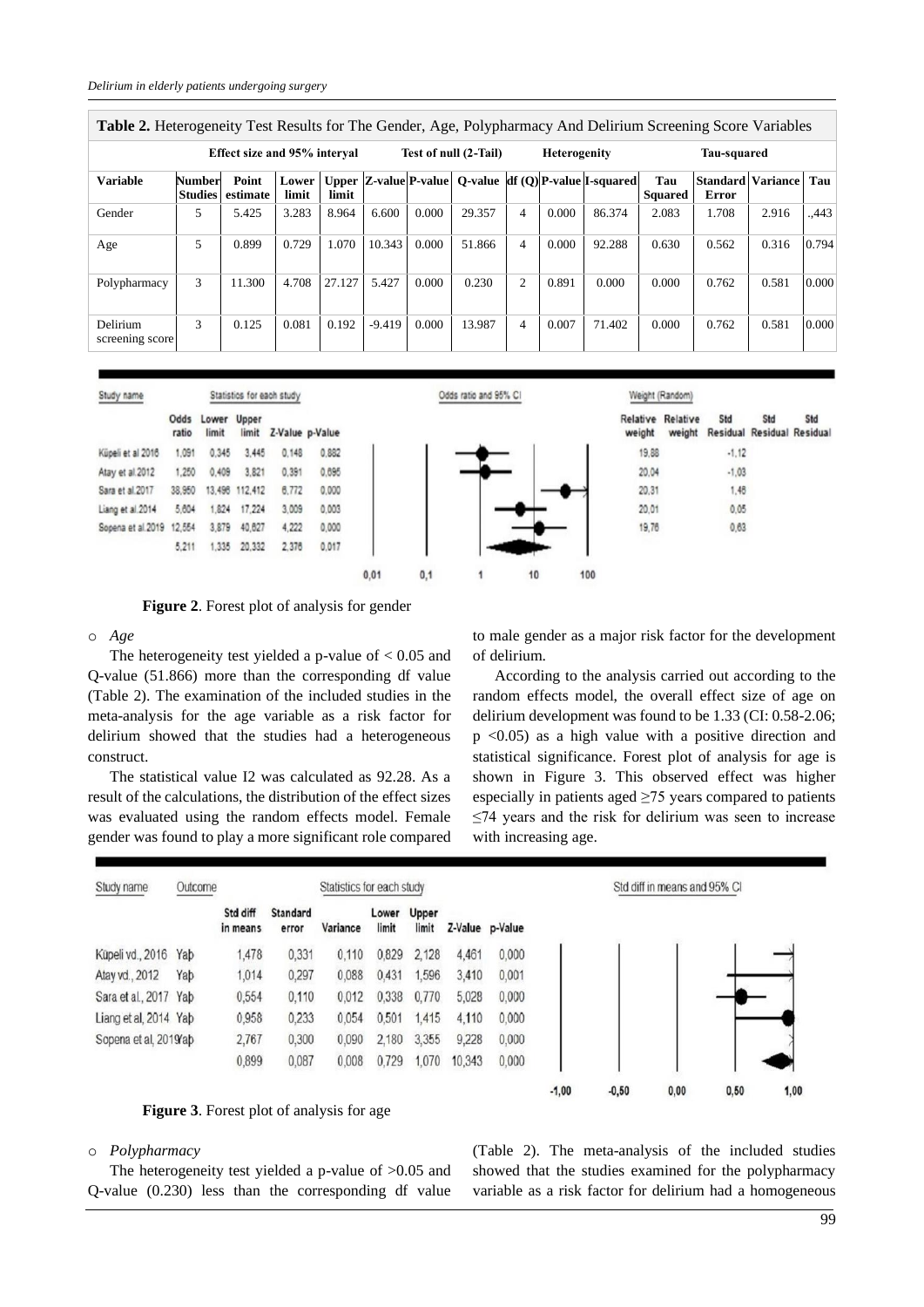**Table 2.** Heterogeneity Test Results for The Gender, Age, Polypharmacy And Delirium Screening Score Variables

| | Effect size and 95% interyal | | | | Test of null (2-Tail) | | Heterogenity | | | | Tau-squared | | | |
|---|---|---|---|---|---|---|---|---|---|---|---|---|---|---|
| **Variable** | **Number Studies** | **Point estimate** | **Lower limit** | **Upper limit** | **Z-value** | **P-value** | **Q-value** | **df (Q)** | **P-value** | **I-squared** | **Tau Squared** | **Standard Error** | **Variance** | **Tau** |
| Gender | 5 | 5.425 | 3.283 | 8.964 | 6.600 | 0.000 | 29.357 | 4 | 0.000 | 86.374 | 2.083 | 1.708 | 2.916 | .,443 |
| Age | 5 | 0.899 | 0.729 | 1.070 | 10.343 | 0.000 | 51.866 | 4 | 0.000 | 92.288 | 0.630 | 0.562 | 0.316 | 0.794 |
| Polypharmacy | 3 | 11.300 | 4.708 | 27.127 | 5.427 | 0.000 | 0.230 | 2 | 0.891 | 0.000 | 0.000 | 0.762 | 0.581 | 0.000 |
| Delirium screening score | 3 | 0.125 | 0.081 | 0.192 | -9.419 | 0.000 | 13.987 | 4 | 0.007 | 71.402 | 0.000 | 0.762 | 0.581 | 0.000 |

| Study name | Odds ratio | Lower limit | Upper limit | Z-Value | p-Value | Relative weight | Std Residual |
|---|---|---|---|---|---|---|---|
| Küpeli et al 2016 | 1,091 | 0,345 | 3,445 | 0,148 | 0,882 | 19,88 | -1,12 |
| Atay et al 2012 | 1,250 | 0,409 | 3,821 | 0,391 | 0,696 | 20,04 | -1,03 |
| Sara et al 2017 | 38,950 | 13,496 | 112,412 | 6,772 | 0,000 | 20,31 | 1,46 |
| Liang et al 2014 | 5,604 | 1,824 | 17,224 | 3,009 | 0,003 | 20,01 | 0,05 |
| Sopena et al 2019 | 12,554 | 3,879 | 40,627 | 4,222 | 0,000 | 19,76 | 0,63 |
| | 5,211 | 1,335 | 20,332 | 2,376 | 0,017 | | |

**Figure 2**. Forest plot of analysis for gender

- *Age*

The heterogeneity test yielded a p-value of < 0.05 and Q-value (51.866) more than the corresponding df value (Table 2). The examination of the included studies in the meta-analysis for the age variable as a risk factor for delirium showed that the studies had a heterogeneous construct.

The statistical value I2 was calculated as 92.28. As a result of the calculations, the distribution of the effect sizes was evaluated using the random effects model. Female gender was found to play a more significant role compared to male gender as a major risk factor for the development of delirium.

According to the analysis carried out according to the random effects model, the overall effect size of age on delirium development was found to be 1.33 (CI: 0.58-2.06; p <0.05) as a high value with a positive direction and statistical significance. Forest plot of analysis for age is shown in Figure 3. This observed effect was higher especially in patients aged ≥75 years compared to patients ≤74 years and the risk for delirium was seen to increase with increasing age.

| Study name | Outcome | Std diff in means | Standard error | Variance | Lower limit | Upper limit | Z-Value | p-Value |
|---|---|---|---|---|---|---|---|---|
| Küpeli vd., 2016 | Yaþ | 1,478 | 0,331 | 0,110 | 0,829 | 2,128 | 4,461 | 0,000 |
| Atay vd., 2012 | Yaþ | 1,014 | 0,297 | 0,088 | 0,431 | 1,596 | 3,410 | 0,001 |
| Sara et al., 2017 | Yaþ | 0,554 | 0,110 | 0,012 | 0,338 | 0,770 | 5,028 | 0,000 |
| Liang et al, 2014 | Yaþ | 0,958 | 0,233 | 0,054 | 0,501 | 1,415 | 4,110 | 0,000 |
| Sopena et al, 2019 | Yaþ | 2,767 | 0,300 | 0,090 | 2,180 | 3,355 | 9,228 | 0,000 |
| | | 0,899 | 0,087 | 0,008 | 0,729 | 1,070 | 10,343 | 0,000 |

**Figure 3**. Forest plot of analysis for age

- *Polypharmacy*

The heterogeneity test yielded a p-value of >0.05 and Q-value (0.230) less than the corresponding df value (Table 2). The meta-analysis of the included studies showed that the studies examined for the polypharmacy variable as a risk factor for delirium had a homogeneous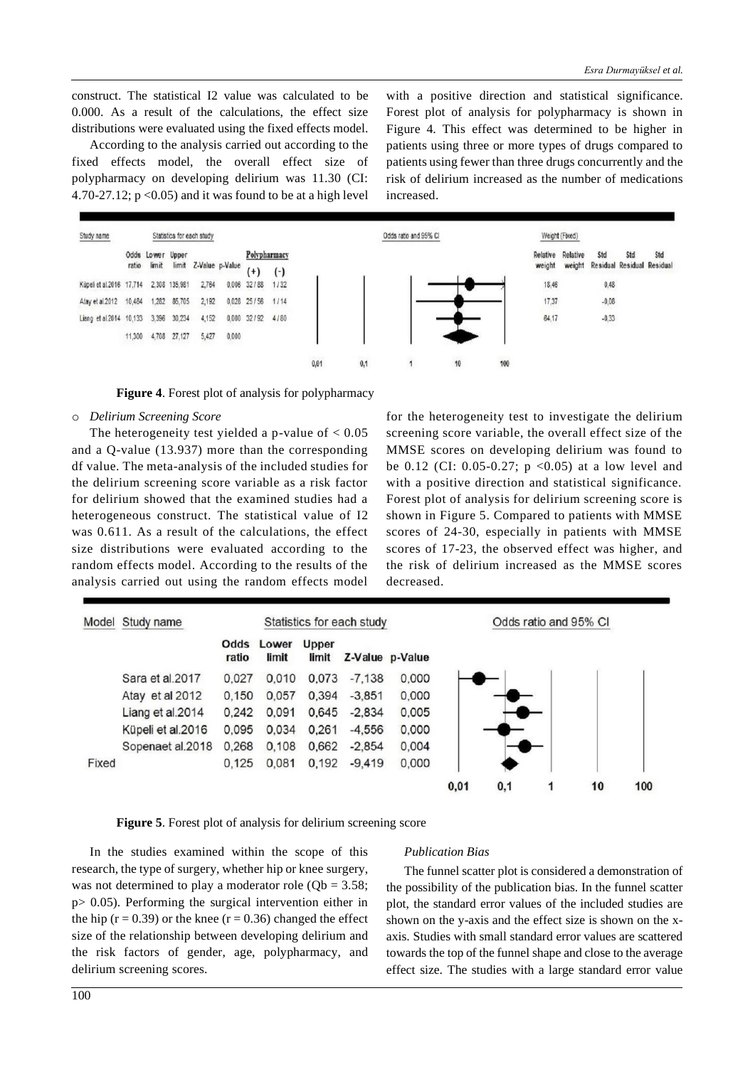construct. The statistical I2 value was calculated to be 0.000. As a result of the calculations, the effect size distributions were evaluated using the fixed effects model.

According to the analysis carried out according to the fixed effects model, the overall effect size of polypharmacy on developing delirium was 11.30 (CI: 4.70-27.12; $p < 0.05$) and it was found to be at a high level with a positive direction and statistical significance. Forest plot of analysis for polypharmacy is shown in Figure 4. This effect was determined to be higher in patients using three or more types of drugs compared to patients using fewer than three drugs concurrently and the risk of delirium increased as the number of medications increased.

| Study name | Odds ratio | Lower limit | Upper limit | Z-Value | p-Value | Polypharmacy (+) | Polypharmacy (-) | Relative weight | Std Residual |
|---|---|---|---|---|---|---|---|---|---|
| Küpeli et al.2016 | 17,714 | 2,308 | 135,981 | 2,764 | 0,006 | 32 / 88 | 1 / 32 | 18,46 | 0,48 |
| Atay et al.2012 | 10,484 | 1,282 | 85,705 | 2,192 | 0,028 | 25 / 56 | 1 / 14 | 17,37 | -0,08 |
| Liang et al.2014 | 10,133 | 3,396 | 30,234 | 4,152 | 0,000 | 32 / 92 | 4 / 80 | 64,17 | -0,33 |
| | 11,300 | 4,708 | 27,127 | 5,427 | 0,000 | | | | |

**Figure 4**. Forest plot of analysis for polypharmacy

- *Delirium Screening Score*

The heterogeneity test yielded a p-value of $< 0.05$ and a Q-value (13.937) more than the corresponding df value. The meta-analysis of the included studies for the delirium screening score variable as a risk factor for delirium showed that the examined studies had a heterogeneous construct. The statistical value of I2 was 0.611. As a result of the calculations, the effect size distributions were evaluated according to the random effects model. According to the results of the analysis carried out using the random effects model for the heterogeneity test to investigate the delirium screening score variable, the overall effect size of the MMSE scores on developing delirium was found to be 0.12 (CI: 0.05-0.27; $p < 0.05$) at a low level and with a positive direction and statistical significance. Forest plot of analysis for delirium screening score is shown in Figure 5. Compared to patients with MMSE scores of 24-30, especially in patients with MMSE scores of 17-23, the observed effect was higher, and the risk of delirium increased as the MMSE scores decreased.

| Model | Study name | Odds ratio | Lower limit | Upper limit | Z-Value | p-Value |
|---|---|---|---|---|---|---|
| | Sara et al.2017 | 0,027 | 0,010 | 0,073 | -7,138 | 0,000 |
| | Atay et al 2012 | 0,150 | 0,057 | 0,394 | -3,851 | 0,000 |
| | Liang et al.2014 | 0,242 | 0,091 | 0,645 | -2,834 | 0,005 |
| | Küpeli et al.2016 | 0,095 | 0,034 | 0,261 | -4,556 | 0,000 |
| | Sopenaet al.2018 | 0,268 | 0,108 | 0,662 | -2,854 | 0,004 |
| Fixed | | 0,125 | 0,081 | 0,192 | -9,419 | 0,000 |

**Figure 5**. Forest plot of analysis for delirium screening score

In the studies examined within the scope of this research, the type of surgery, whether hip or knee surgery, was not determined to play a moderator role ($Qb = 3.58$; $p > 0.05$). Performing the surgical intervention either in the hip ($r = 0.39$) or the knee ($r = 0.36$) changed the effect size of the relationship between developing delirium and the risk factors of gender, age, polypharmacy, and delirium screening scores.

*Publication Bias*

The funnel scatter plot is considered a demonstration of the possibility of the publication bias. In the funnel scatter plot, the standard error values of the included studies are shown on the y-axis and the effect size is shown on the x-axis. Studies with small standard error values are scattered towards the top of the funnel shape and close to the average effect size. The studies with a large standard error value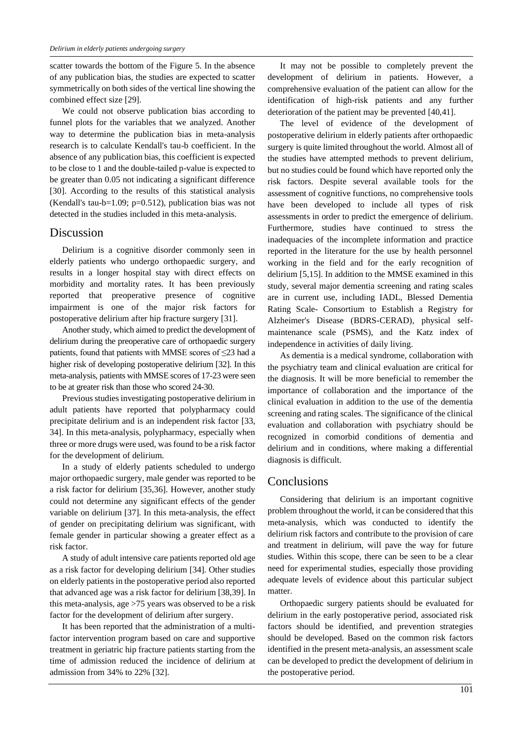scatter towards the bottom of the Figure 5. In the absence of any publication bias, the studies are expected to scatter symmetrically on both sides of the vertical line showing the combined effect size [29].

We could not observe publication bias according to funnel plots for the variables that we analyzed. Another way to determine the publication bias in meta-analysis research is to calculate Kendall's tau-b coefficient. In the absence of any publication bias, this coefficient is expected to be close to 1 and the double-tailed p-value is expected to be greater than 0.05 not indicating a significant difference [30]. According to the results of this statistical analysis (Kendall's tau-b=1.09; p=0.512), publication bias was not detected in the studies included in this meta-analysis.

## Discussion

Delirium is a cognitive disorder commonly seen in elderly patients who undergo orthopaedic surgery, and results in a longer hospital stay with direct effects on morbidity and mortality rates. It has been previously reported that preoperative presence of cognitive impairment is one of the major risk factors for postoperative delirium after hip fracture surgery [31].

Another study, which aimed to predict the development of delirium during the preoperative care of orthopaedic surgery patients, found that patients with MMSE scores of ≤23 had a higher risk of developing postoperative delirium [32]. In this meta-analysis, patients with MMSE scores of 17-23 were seen to be at greater risk than those who scored 24-30.

Previous studies investigating postoperative delirium in adult patients have reported that polypharmacy could precipitate delirium and is an independent risk factor [33, 34]. In this meta-analysis, polypharmacy, especially when three or more drugs were used, was found to be a risk factor for the development of delirium.

In a study of elderly patients scheduled to undergo major orthopaedic surgery, male gender was reported to be a risk factor for delirium [35,36]. However, another study could not determine any significant effects of the gender variable on delirium [37]. In this meta-analysis, the effect of gender on precipitating delirium was significant, with female gender in particular showing a greater effect as a risk factor.

A study of adult intensive care patients reported old age as a risk factor for developing delirium [34]. Other studies on elderly patients in the postoperative period also reported that advanced age was a risk factor for delirium [38,39]. In this meta-analysis, age >75 years was observed to be a risk factor for the development of delirium after surgery.

It has been reported that the administration of a multi-factor intervention program based on care and supportive treatment in geriatric hip fracture patients starting from the time of admission reduced the incidence of delirium at admission from 34% to 22% [32].

It may not be possible to completely prevent the development of delirium in patients. However, a comprehensive evaluation of the patient can allow for the identification of high-risk patients and any further deterioration of the patient may be prevented [40,41].

The level of evidence of the development of postoperative delirium in elderly patients after orthopaedic surgery is quite limited throughout the world. Almost all of the studies have attempted methods to prevent delirium, but no studies could be found which have reported only the risk factors. Despite several available tools for the assessment of cognitive functions, no comprehensive tools have been developed to include all types of risk assessments in order to predict the emergence of delirium. Furthermore, studies have continued to stress the inadequacies of the incomplete information and practice reported in the literature for the use by health personnel working in the field and for the early recognition of delirium [5,15]. In addition to the MMSE examined in this study, several major dementia screening and rating scales are in current use, including IADL, Blessed Dementia Rating Scale- Consortium to Establish a Registry for Alzheimer's Disease (BDRS-CERAD), physical self-maintenance scale (PSMS), and the Katz index of independence in activities of daily living.

As dementia is a medical syndrome, collaboration with the psychiatry team and clinical evaluation are critical for the diagnosis. It will be more beneficial to remember the importance of collaboration and the importance of the clinical evaluation in addition to the use of the dementia screening and rating scales. The significance of the clinical evaluation and collaboration with psychiatry should be recognized in comorbid conditions of dementia and delirium and in conditions, where making a differential diagnosis is difficult.

## Conclusions

Considering that delirium is an important cognitive problem throughout the world, it can be considered that this meta-analysis, which was conducted to identify the delirium risk factors and contribute to the provision of care and treatment in delirium, will pave the way for future studies. Within this scope, there can be seen to be a clear need for experimental studies, especially those providing adequate levels of evidence about this particular subject matter.

Orthopaedic surgery patients should be evaluated for delirium in the early postoperative period, associated risk factors should be identified, and prevention strategies should be developed. Based on the common risk factors identified in the present meta-analysis, an assessment scale can be developed to predict the development of delirium in the postoperative period.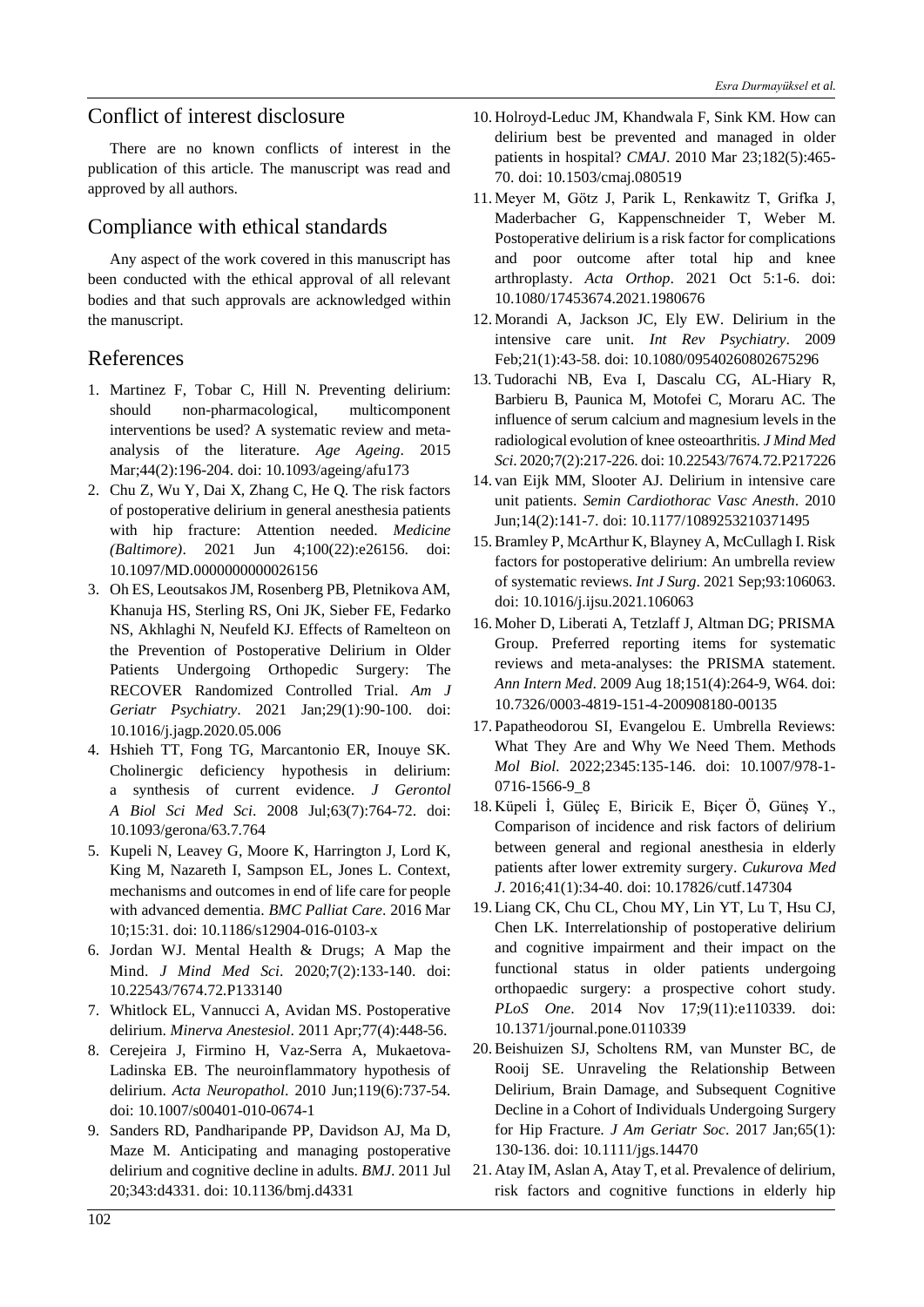## Conflict of interest disclosure

There are no known conflicts of interest in the publication of this article. The manuscript was read and approved by all authors.

## Compliance with ethical standards

Any aspect of the work covered in this manuscript has been conducted with the ethical approval of all relevant bodies and that such approvals are acknowledged within the manuscript.

## References

1. Martinez F, Tobar C, Hill N. Preventing delirium: should non-pharmacological, multicomponent interventions be used? A systematic review and meta-analysis of the literature. *Age Ageing*. 2015 Mar;44(2):196-204. doi: 10.1093/ageing/afu173
2. Chu Z, Wu Y, Dai X, Zhang C, He Q. The risk factors of postoperative delirium in general anesthesia patients with hip fracture: Attention needed. *Medicine (Baltimore)*. 2021 Jun 4;100(22):e26156. doi: 10.1097/MD.0000000000026156
3. Oh ES, Leoutsakos JM, Rosenberg PB, Pletnikova AM, Khanuja HS, Sterling RS, Oni JK, Sieber FE, Fedarko NS, Akhlaghi N, Neufeld KJ. Effects of Ramelteon on the Prevention of Postoperative Delirium in Older Patients Undergoing Orthopedic Surgery: The RECOVER Randomized Controlled Trial. *Am J Geriatr Psychiatry*. 2021 Jan;29(1):90-100. doi: 10.1016/j.jagp.2020.05.006
4. Hshieh TT, Fong TG, Marcantonio ER, Inouye SK. Cholinergic deficiency hypothesis in delirium: a synthesis of current evidence. *J Gerontol A Biol Sci Med Sci*. 2008 Jul;63(7):764-72. doi: 10.1093/gerona/63.7.764
5. Kupeli N, Leavey G, Moore K, Harrington J, Lord K, King M, Nazareth I, Sampson EL, Jones L. Context, mechanisms and outcomes in end of life care for people with advanced dementia. *BMC Palliat Care*. 2016 Mar 10;15:31. doi: 10.1186/s12904-016-0103-x
6. Jordan WJ. Mental Health & Drugs; A Map the Mind. *J Mind Med Sci*. 2020;7(2):133-140. doi: 10.22543/7674.72.P133140
7. Whitlock EL, Vannucci A, Avidan MS. Postoperative delirium. *Minerva Anestesiol*. 2011 Apr;77(4):448-56.
8. Cerejeira J, Firmino H, Vaz-Serra A, Mukaetova-Ladinska EB. The neuroinflammatory hypothesis of delirium. *Acta Neuropathol*. 2010 Jun;119(6):737-54. doi: 10.1007/s00401-010-0674-1
9. Sanders RD, Pandharipande PP, Davidson AJ, Ma D, Maze M. Anticipating and managing postoperative delirium and cognitive decline in adults. *BMJ*. 2011 Jul 20;343:d4331. doi: 10.1136/bmj.d4331
10. Holroyd-Leduc JM, Khandwala F, Sink KM. How can delirium best be prevented and managed in older patients in hospital? *CMAJ*. 2010 Mar 23;182(5):465-70. doi: 10.1503/cmaj.080519
11. Meyer M, Götz J, Parik L, Renkawitz T, Grifka J, Maderbacher G, Kappenschneider T, Weber M. Postoperative delirium is a risk factor for complications and poor outcome after total hip and knee arthroplasty. *Acta Orthop*. 2021 Oct 5:1-6. doi: 10.1080/17453674.2021.1980676
12. Morandi A, Jackson JC, Ely EW. Delirium in the intensive care unit. *Int Rev Psychiatry*. 2009 Feb;21(1):43-58. doi: 10.1080/09540260802675296
13. Tudorachi NB, Eva I, Dascalu CG, AL-Hiary R, Barbieru B, Paunica M, Motofei C, Moraru AC. The influence of serum calcium and magnesium levels in the radiological evolution of knee osteoarthritis. *J Mind Med Sci*. 2020;7(2):217-226. doi: 10.22543/7674.72.P217226
14. van Eijk MM, Slooter AJ. Delirium in intensive care unit patients. *Semin Cardiothorac Vasc Anesth*. 2010 Jun;14(2):141-7. doi: 10.1177/1089253210371495
15. Bramley P, McArthur K, Blayney A, McCullagh I. Risk factors for postoperative delirium: An umbrella review of systematic reviews. *Int J Surg*. 2021 Sep;93:106063. doi: 10.1016/j.ijsu.2021.106063
16. Moher D, Liberati A, Tetzlaff J, Altman DG; PRISMA Group. Preferred reporting items for systematic reviews and meta-analyses: the PRISMA statement. *Ann Intern Med*. 2009 Aug 18;151(4):264-9, W64. doi: 10.7326/0003-4819-151-4-200908180-00135
17. Papatheodorou SI, Evangelou E. Umbrella Reviews: What They Are and Why We Need Them. Methods *Mol Biol*. 2022;2345:135-146. doi: 10.1007/978-1-0716-1566-9_8
18. Küpeli İ, Güleç E, Biricik E, Biçer Ö, Güneş Y., Comparison of incidence and risk factors of delirium between general and regional anesthesia in elderly patients after lower extremity surgery. *Cukurova Med J*. 2016;41(1):34-40. doi: 10.17826/cutf.147304
19. Liang CK, Chu CL, Chou MY, Lin YT, Lu T, Hsu CJ, Chen LK. Interrelationship of postoperative delirium and cognitive impairment and their impact on the functional status in older patients undergoing orthopaedic surgery: a prospective cohort study. *PLoS One*. 2014 Nov 17;9(11):e110339. doi: 10.1371/journal.pone.0110339
20. Beishuizen SJ, Scholtens RM, van Munster BC, de Rooij SE. Unraveling the Relationship Between Delirium, Brain Damage, and Subsequent Cognitive Decline in a Cohort of Individuals Undergoing Surgery for Hip Fracture. *J Am Geriatr Soc*. 2017 Jan;65(1): 130-136. doi: 10.1111/jgs.14470
21. Atay IM, Aslan A, Atay T, et al. Prevalence of delirium, risk factors and cognitive functions in elderly hip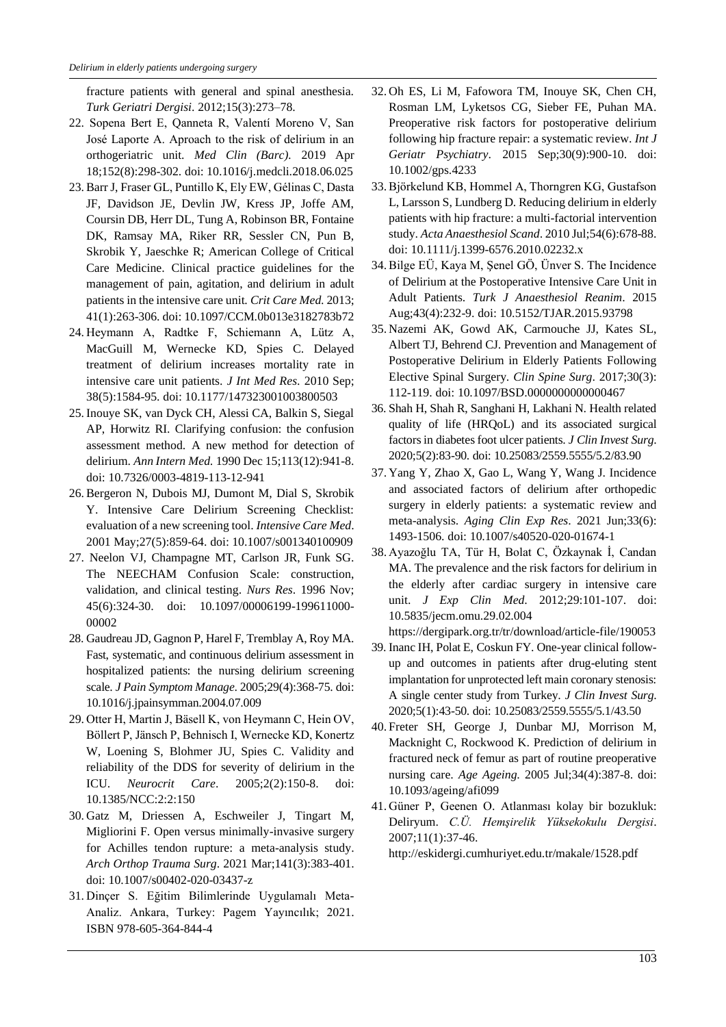fracture patients with general and spinal anesthesia. *Turk Geriatri Dergisi*. 2012;15(3):273–78.

22. Sopena Bert E, Qanneta R, Valentí Moreno V, San José Laporte A. Aproach to the risk of delirium in an orthogeriatric unit. *Med Clin (Barc)*. 2019 Apr 18;152(8):298-302. doi: 10.1016/j.medcli.2018.06.025
23. Barr J, Fraser GL, Puntillo K, Ely EW, Gélinas C, Dasta JF, Davidson JE, Devlin JW, Kress JP, Joffe AM, Coursin DB, Herr DL, Tung A, Robinson BR, Fontaine DK, Ramsay MA, Riker RR, Sessler CN, Pun B, Skrobik Y, Jaeschke R; American College of Critical Care Medicine. Clinical practice guidelines for the management of pain, agitation, and delirium in adult patients in the intensive care unit. *Crit Care Med*. 2013; 41(1):263-306. doi: 10.1097/CCM.0b013e3182783b72
24. Heymann A, Radtke F, Schiemann A, Lütz A, MacGuill M, Wernecke KD, Spies C. Delayed treatment of delirium increases mortality rate in intensive care unit patients. *J Int Med Res*. 2010 Sep; 38(5):1584-95. doi: 10.1177/147323001003800503
25. Inouye SK, van Dyck CH, Alessi CA, Balkin S, Siegal AP, Horwitz RI. Clarifying confusion: the confusion assessment method. A new method for detection of delirium. *Ann Intern Med.* 1990 Dec 15;113(12):941-8. doi: 10.7326/0003-4819-113-12-941
26. Bergeron N, Dubois MJ, Dumont M, Dial S, Skrobik Y. Intensive Care Delirium Screening Checklist: evaluation of a new screening tool. *Intensive Care Med*. 2001 May;27(5):859-64. doi: 10.1007/s001340100909
27. Neelon VJ, Champagne MT, Carlson JR, Funk SG. The NEECHAM Confusion Scale: construction, validation, and clinical testing. *Nurs Res*. 1996 Nov; 45(6):324-30. doi: 10.1097/00006199-199611000-00002
28. Gaudreau JD, Gagnon P, Harel F, Tremblay A, Roy MA. Fast, systematic, and continuous delirium assessment in hospitalized patients: the nursing delirium screening scale. *J Pain Symptom Manage*. 2005;29(4):368-75. doi: 10.1016/j.jpainsymman.2004.07.009
29. Otter H, Martin J, Bäsell K, von Heymann C, Hein OV, Böllert P, Jänsch P, Behnisch I, Wernecke KD, Konertz W, Loening S, Blohmer JU, Spies C. Validity and reliability of the DDS for severity of delirium in the ICU. *Neurocrit Care*. 2005;2(2):150-8. doi: 10.1385/NCC:2:2:150
30. Gatz M, Driessen A, Eschweiler J, Tingart M, Migliorini F. Open versus minimally-invasive surgery for Achilles tendon rupture: a meta-analysis study. *Arch Orthop Trauma Surg*. 2021 Mar;141(3):383-401. doi: 10.1007/s00402-020-03437-z
31. Dinçer S. Eğitim Bilimlerinde Uygulamalı Meta-Analiz. Ankara, Turkey: Pagem Yayıncılık; 2021. ISBN 978-605-364-844-4
32. Oh ES, Li M, Fafowora TM, Inouye SK, Chen CH, Rosman LM, Lyketsos CG, Sieber FE, Puhan MA. Preoperative risk factors for postoperative delirium following hip fracture repair: a systematic review. *Int J Geriatr Psychiatry*. 2015 Sep;30(9):900-10. doi: 10.1002/gps.4233
33. Björkelund KB, Hommel A, Thorngren KG, Gustafson L, Larsson S, Lundberg D. Reducing delirium in elderly patients with hip fracture: a multi-factorial intervention study. *Acta Anaesthesiol Scand*. 2010 Jul;54(6):678-88. doi: 10.1111/j.1399-6576.2010.02232.x
34. Bilge EÜ, Kaya M, Şenel GÖ, Ünver S. The Incidence of Delirium at the Postoperative Intensive Care Unit in Adult Patients. *Turk J Anaesthesiol Reanim*. 2015 Aug;43(4):232-9. doi: 10.5152/TJAR.2015.93798
35. Nazemi AK, Gowd AK, Carmouche JJ, Kates SL, Albert TJ, Behrend CJ. Prevention and Management of Postoperative Delirium in Elderly Patients Following Elective Spinal Surgery. *Clin Spine Surg*. 2017;30(3): 112-119. doi: 10.1097/BSD.0000000000000467
36. Shah H, Shah R, Sanghani H, Lakhani N. Health related quality of life (HRQoL) and its associated surgical factors in diabetes foot ulcer patients. *J Clin Invest Surg.* 2020;5(2):83-90. doi: 10.25083/2559.5555/5.2/83.90
37. Yang Y, Zhao X, Gao L, Wang Y, Wang J. Incidence and associated factors of delirium after orthopedic surgery in elderly patients: a systematic review and meta-analysis. *Aging Clin Exp Res*. 2021 Jun;33(6): 1493-1506. doi: 10.1007/s40520-020-01674-1
38. Ayazoğlu TA, Tür H, Bolat C, Özkaynak İ, Candan MA. The prevalence and the risk factors for delirium in the elderly after cardiac surgery in intensive care unit. *J Exp Clin Med*. 2012;29:101-107. doi: 10.5835/jecm.omu.29.02.004
https://dergipark.org.tr/tr/download/article-file/190053
39. Inanc IH, Polat E, Coskun FY. One-year clinical follow-up and outcomes in patients after drug-eluting stent implantation for unprotected left main coronary stenosis: A single center study from Turkey. *J Clin Invest Surg.* 2020;5(1):43-50. doi: 10.25083/2559.5555/5.1/43.50
40. Freter SH, George J, Dunbar MJ, Morrison M, Macknight C, Rockwood K. Prediction of delirium in fractured neck of femur as part of routine preoperative nursing care. *Age Ageing.* 2005 Jul;34(4):387-8. doi: 10.1093/ageing/afi099
41. Güner P, Geenen O. Atlanması kolay bir bozukluk: Deliryum. *C.Ü. Hemşirelik Yüksekokulu Dergisi*. 2007;11(1):37-46.
http://eskidergi.cumhuriyet.edu.tr/makale/1528.pdf